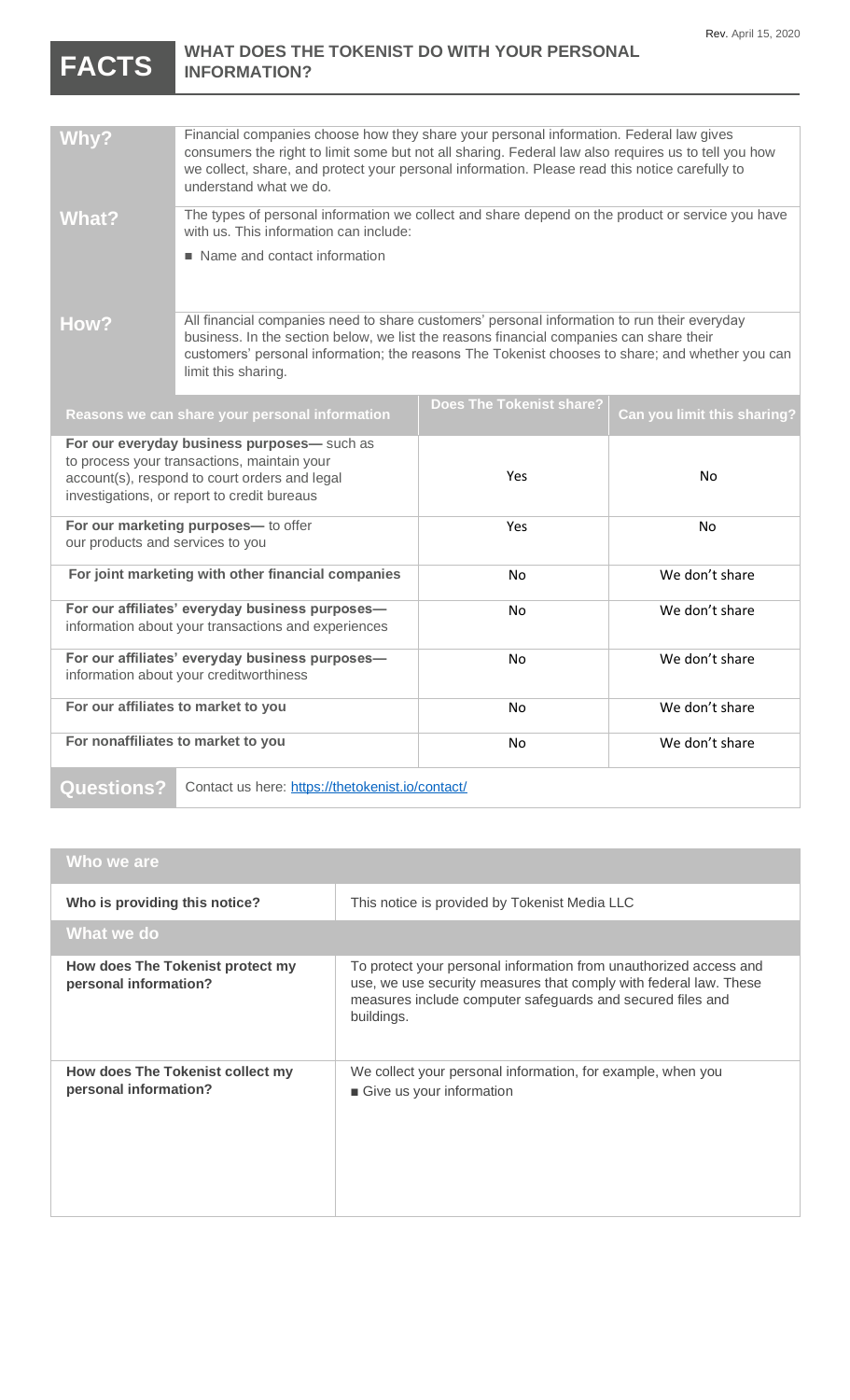Rev. April 15, 2020

# FACTS — WHAT DOES THE TOKENIST DO WITH YOUR PERSONAL INFORMATION?

| | |
|---|---|
| **Why?** | Financial companies choose how they share your personal information. Federal law gives consumers the right to limit some but not all sharing. Federal law also requires us to tell you how we collect, share, and protect your personal information. Please read this notice carefully to understand what we do. |
| **What?** | The types of personal information we collect and share depend on the product or service you have with us. This information can include:<br>■ Name and contact information |
| **How?** | All financial companies need to share customers' personal information to run their everyday business. In the section below, we list the reasons financial companies can share their customers' personal information; the reasons The Tokenist chooses to share; and whether you can limit this sharing. |

| Reasons we can share your personal information | Does The Tokenist share? | Can you limit this sharing? |
|---|---|---|
| **For our everyday business purposes—** such as to process your transactions, maintain your account(s), respond to court orders and legal investigations, or report to credit bureaus | Yes | No |
| **For our marketing purposes—** to offer our products and services to you | Yes | No |
| **For joint marketing with other financial companies** | No | We don't share |
| **For our affiliates' everyday business purposes—** information about your transactions and experiences | No | We don't share |
| **For our affiliates' everyday business purposes—** information about your creditworthiness | No | We don't share |
| **For our affiliates to market to you** | No | We don't share |
| **For nonaffiliates to market to you** | No | We don't share |

**Questions?** Contact us here: https://thetokenist.io/contact/

| **Who we are** | |
|---|---|
| **Who is providing this notice?** | This notice is provided by Tokenist Media LLC |

| **What we do** | |
|---|---|
| **How does The Tokenist protect my personal information?** | To protect your personal information from unauthorized access and use, we use security measures that comply with federal law. These measures include computer safeguards and secured files and buildings. |
| **How does The Tokenist collect my personal information?** | We collect your personal information, for example, when you<br>■ Give us your information |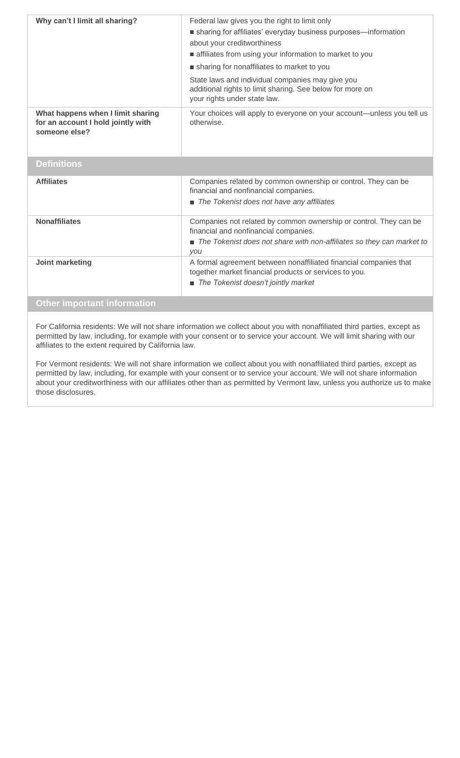| | |
|---|---|
| **Why can't I limit all sharing?** | Federal law gives you the right to limit only<br>■ sharing for affiliates' everyday business purposes—information about your creditworthiness<br>■ affiliates from using your information to market to you<br>■ sharing for nonaffiliates to market to you<br><br>State laws and individual companies may give you additional rights to limit sharing. See below for more on your rights under state law. |
| **What happens when I limit sharing for an account I hold jointly with someone else?** | Your choices will apply to everyone on your account—unless you tell us otherwise. |

## Definitions

| | |
|---|---|
| **Affiliates** | Companies related by common ownership or control. They can be financial and nonfinancial companies.<br>■ *The Tokenist does not have any affiliates* |
| **Nonaffiliates** | Companies not related by common ownership or control. They can be financial and nonfinancial companies.<br>■ *The Tokenist does not share with non-affiliates so they can market to you* |
| **Joint marketing** | A formal agreement between nonaffiliated financial companies that together market financial products or services to you.<br>■ *The Tokenist doesn't jointly market* |

## Other important information

For California residents: We will not share information we collect about you with nonaffiliated third parties, except as permitted by law, including, for example with your consent or to service your account. We will limit sharing with our affiliates to the extent required by California law.

For Vermont residents: We will not share information we collect about you with nonaffiliated third parties, except as permitted by law, including, for example with your consent or to service your account. We will not share information about your creditworthiness with our affiliates other than as permitted by Vermont law, unless you authorize us to make those disclosures.